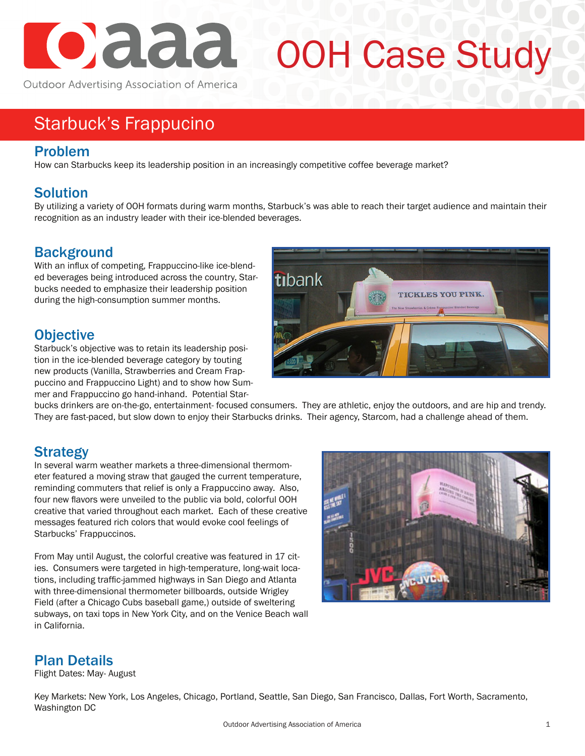# OOH Case Study

Outdoor Advertising Association of America

## Starbuck's Frappucino

### Problem

How can Starbucks keep its leadership position in an increasingly competitive coffee beverage market?

### Solution

By utilizing a variety of OOH formats during warm months, Starbuck's was able to reach their target audience and maintain their recognition as an industry leader with their ice-blended beverages.

### Background

With an influx of competing, Frappuccino-like ice-blended beverages being introduced across the country, Starbucks needed to emphasize their leadership position during the high-consumption summer months.

### Objective

Starbuck's objective was to retain its leadership position in the ice-blended beverage category by touting new products (Vanilla, Strawberries and Cream Frappuccino and Frappuccino Light) and to show how Summer and Frappuccino go hand-inhand. Potential Starbucks drinkers are on-the-go, entertainment- focused consumers. They are athletic, enjoy the outdoors, and are hip and trendy. They are fast-paced, but slow down to enjoy their Starbucks drinks. Their agency, Starcom, had a challenge ahead of them.

### Strategy

In several warm weather markets a three-dimensional thermometer featured a moving straw that gauged the current temperature, reminding commuters that relief is only a Frappuccino away. Also, four new flavors were unveiled to the public via bold, colorful OOH creative that varied throughout each market. Each of these creative messages featured rich colors that would evoke cool feelings of Starbucks' Frappuccinos.

From May until August, the colorful creative was featured in 17 cities. Consumers were targeted in high-temperature, long-wait locations, including traffic-jammed highways in San Diego and Atlanta with three-dimensional thermometer billboards, outside Wrigley Field (after a Chicago Cubs baseball game,) outside of sweltering subways, on taxi tops in New York City, and on the Venice Beach wall in California.

### Plan Details

Flight Dates: May- August

Key Markets: New York, Los Angeles, Chicago, Portland, Seattle, San Diego, San Francisco, Dallas, Fort Worth, Sacramento, Washington DC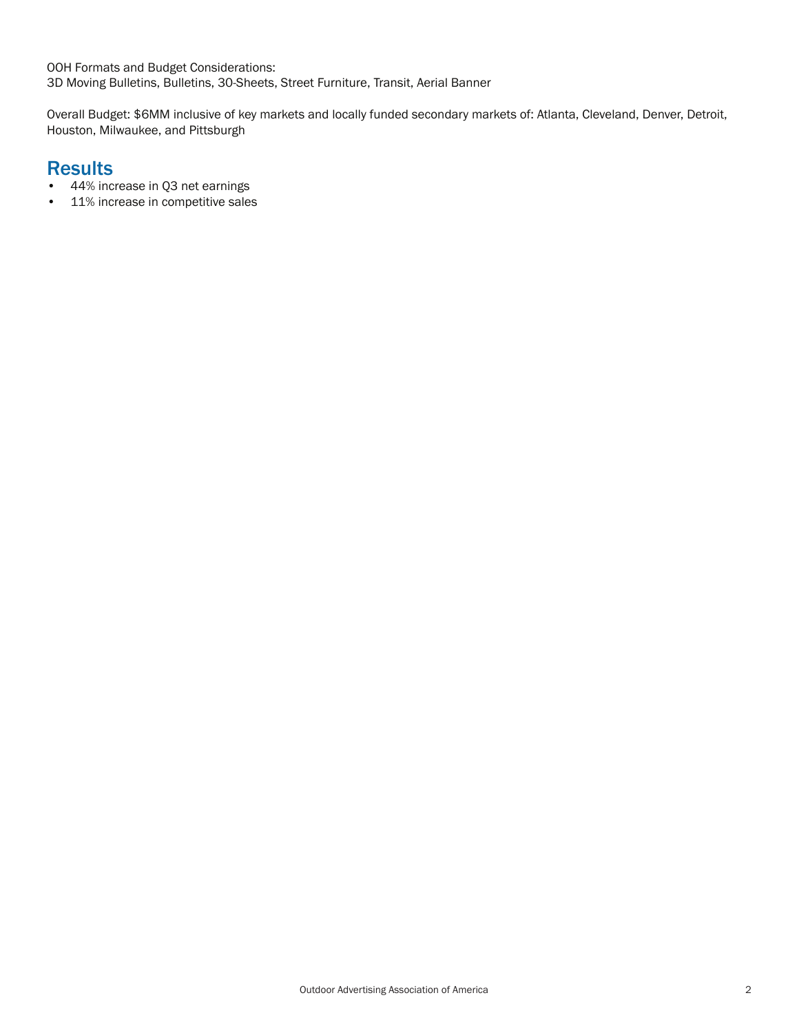OOH Formats and Budget Considerations:
3D Moving Bulletins, Bulletins, 30-Sheets, Street Furniture, Transit, Aerial Banner

Overall Budget: $6MM inclusive of key markets and locally funded secondary markets of: Atlanta, Cleveland, Denver, Detroit, Houston, Milwaukee, and Pittsburgh

## Results

- 44% increase in Q3 net earnings
- 11% increase in competitive sales